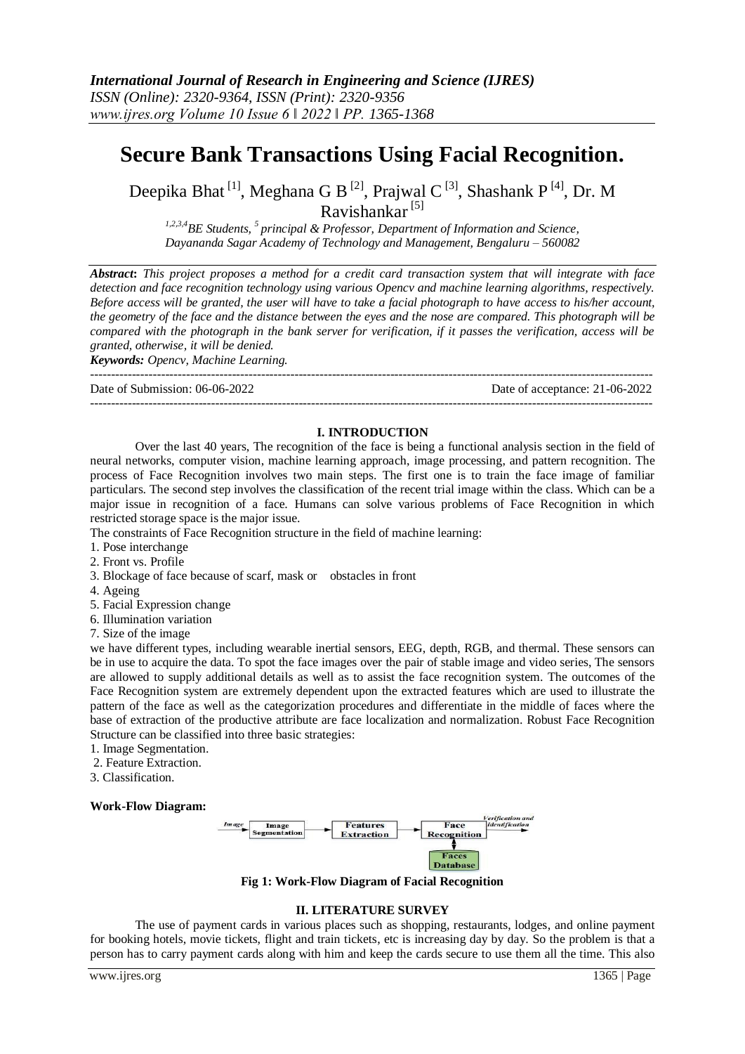*International Journal of Research in Engineering and Science (IJRES)*
*ISSN (Online): 2320-9364, ISSN (Print): 2320-9356*
*www.ijres.org Volume 10 Issue 6 ǁ 2022 ǁ PP. 1365-1368*

# Secure Bank Transactions Using Facial Recognition.

Deepika Bhat [1], Meghana G B [2], Prajwal C [3], Shashank P [4], Dr. M Ravishankar [5]

*[1,2,3,4] BE Students, [5] principal & Professor, Department of Information and Science, Dayananda Sagar Academy of Technology and Management, Bengaluru – 560082*

***Abstract***: *This project proposes a method for a credit card transaction system that will integrate with face detection and face recognition technology using various Opencv and machine learning algorithms, respectively. Before access will be granted, the user will have to take a facial photograph to have access to his/her account, the geometry of the face and the distance between the eyes and the nose are compared. This photograph will be compared with the photograph in the bank server for verification, if it passes the verification, access will be granted, otherwise, it will be denied.*

***Keywords:*** *Opencv, Machine Learning.*

---

Date of Submission: 06-06-2022 | Date of acceptance: 21-06-2022

---

## I. INTRODUCTION

Over the last 40 years, The recognition of the face is being a functional analysis section in the field of neural networks, computer vision, machine learning approach, image processing, and pattern recognition. The process of Face Recognition involves two main steps. The first one is to train the face image of familiar particulars. The second step involves the classification of the recent trial image within the class. Which can be a major issue in recognition of a face. Humans can solve various problems of Face Recognition in which restricted storage space is the major issue.

The constraints of Face Recognition structure in the field of machine learning:

1. Pose interchange
2. Front vs. Profile
3. Blockage of face because of scarf, mask or obstacles in front
4. Ageing
5. Facial Expression change
6. Illumination variation
7. Size of the image

we have different types, including wearable inertial sensors, EEG, depth, RGB, and thermal. These sensors can be in use to acquire the data. To spot the face images over the pair of stable image and video series, The sensors are allowed to supply additional details as well as to assist the face recognition system. The outcomes of the Face Recognition system are extremely dependent upon the extracted features which are used to illustrate the pattern of the face as well as the categorization procedures and differentiate in the middle of faces where the base of extraction of the productive attribute are face localization and normalization. Robust Face Recognition Structure can be classified into three basic strategies:

1. Image Segmentation.
2. Feature Extraction.
3. Classification.

**Work-Flow Diagram:**

Image → Image Segmentation → Features Extraction → Face Recognition ↔ Faces Database; Face Recognition → Verification and Identification

**Fig 1: Work-Flow Diagram of Facial Recognition**

## II. LITERATURE SURVEY

The use of payment cards in various places such as shopping, restaurants, lodges, and online payment for booking hotels, movie tickets, flight and train tickets, etc is increasing day by day. So the problem is that a person has to carry payment cards along with him and keep the cards secure to use them all the time. This also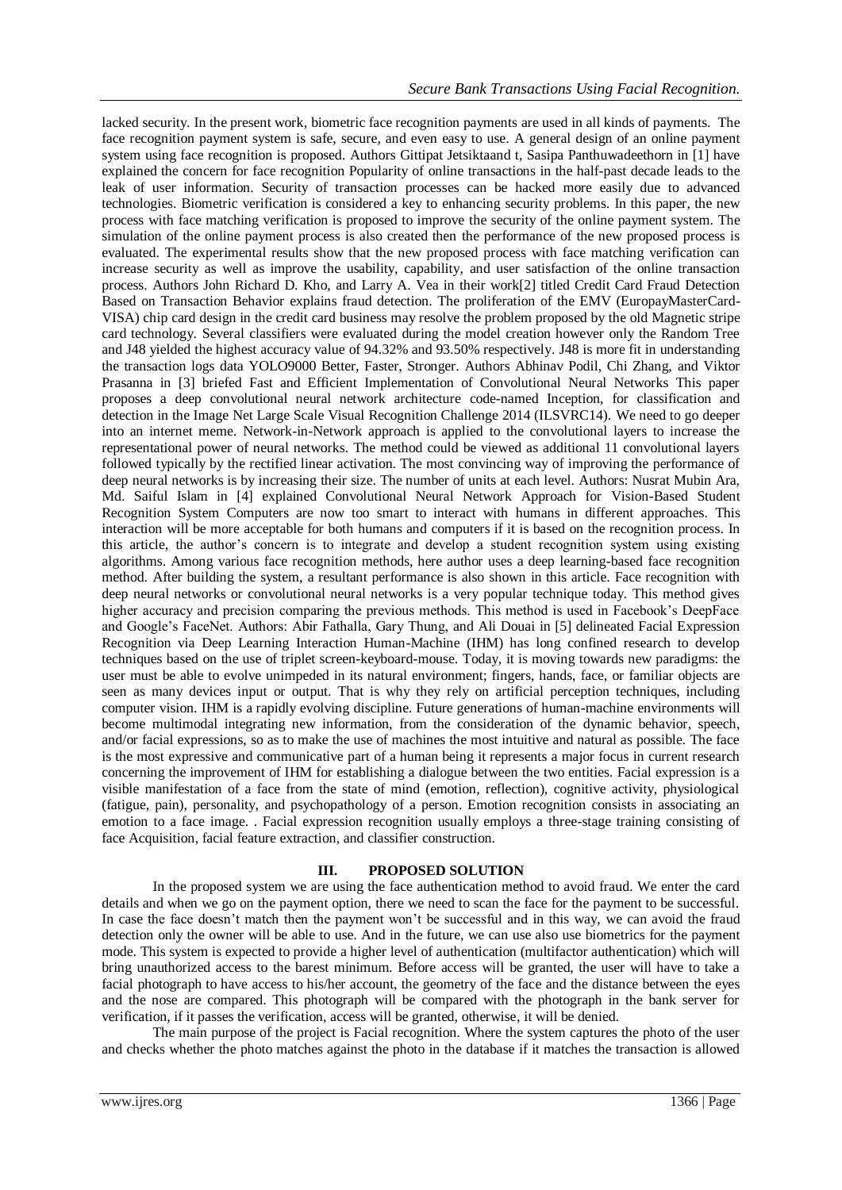lacked security. In the present work, biometric face recognition payments are used in all kinds of payments. The face recognition payment system is safe, secure, and even easy to use. A general design of an online payment system using face recognition is proposed. Authors Gittipat Jetsiktaand t, Sasipa Panthuwadeethorn in [1] have explained the concern for face recognition Popularity of online transactions in the half-past decade leads to the leak of user information. Security of transaction processes can be hacked more easily due to advanced technologies. Biometric verification is considered a key to enhancing security problems. In this paper, the new process with face matching verification is proposed to improve the security of the online payment system. The simulation of the online payment process is also created then the performance of the new proposed process is evaluated. The experimental results show that the new proposed process with face matching verification can increase security as well as improve the usability, capability, and user satisfaction of the online transaction process. Authors John Richard D. Kho, and Larry A. Vea in their work[2] titled Credit Card Fraud Detection Based on Transaction Behavior explains fraud detection. The proliferation of the EMV (EuropayMasterCard-VISA) chip card design in the credit card business may resolve the problem proposed by the old Magnetic stripe card technology. Several classifiers were evaluated during the model creation however only the Random Tree and J48 yielded the highest accuracy value of 94.32% and 93.50% respectively. J48 is more fit in understanding the transaction logs data YOLO9000 Better, Faster, Stronger. Authors Abhinav Podil, Chi Zhang, and Viktor Prasanna in [3] briefed Fast and Efficient Implementation of Convolutional Neural Networks This paper proposes a deep convolutional neural network architecture code-named Inception, for classification and detection in the Image Net Large Scale Visual Recognition Challenge 2014 (ILSVRC14). We need to go deeper into an internet meme. Network-in-Network approach is applied to the convolutional layers to increase the representational power of neural networks. The method could be viewed as additional 11 convolutional layers followed typically by the rectified linear activation. The most convincing way of improving the performance of deep neural networks is by increasing their size. The number of units at each level. Authors: Nusrat Mubin Ara, Md. Saiful Islam in [4] explained Convolutional Neural Network Approach for Vision-Based Student Recognition System Computers are now too smart to interact with humans in different approaches. This interaction will be more acceptable for both humans and computers if it is based on the recognition process. In this article, the author's concern is to integrate and develop a student recognition system using existing algorithms. Among various face recognition methods, here author uses a deep learning-based face recognition method. After building the system, a resultant performance is also shown in this article. Face recognition with deep neural networks or convolutional neural networks is a very popular technique today. This method gives higher accuracy and precision comparing the previous methods. This method is used in Facebook's DeepFace and Google's FaceNet. Authors: Abir Fathalla, Gary Thung, and Ali Douai in [5] delineated Facial Expression Recognition via Deep Learning Interaction Human-Machine (IHM) has long confined research to develop techniques based on the use of triplet screen-keyboard-mouse. Today, it is moving towards new paradigms: the user must be able to evolve unimpeded in its natural environment; fingers, hands, face, or familiar objects are seen as many devices input or output. That is why they rely on artificial perception techniques, including computer vision. IHM is a rapidly evolving discipline. Future generations of human-machine environments will become multimodal integrating new information, from the consideration of the dynamic behavior, speech, and/or facial expressions, so as to make the use of machines the most intuitive and natural as possible. The face is the most expressive and communicative part of a human being it represents a major focus in current research concerning the improvement of IHM for establishing a dialogue between the two entities. Facial expression is a visible manifestation of a face from the state of mind (emotion, reflection), cognitive activity, physiological (fatigue, pain), personality, and psychopathology of a person. Emotion recognition consists in associating an emotion to a face image. . Facial expression recognition usually employs a three-stage training consisting of face Acquisition, facial feature extraction, and classifier construction.

## III. PROPOSED SOLUTION

In the proposed system we are using the face authentication method to avoid fraud. We enter the card details and when we go on the payment option, there we need to scan the face for the payment to be successful. In case the face doesn't match then the payment won't be successful and in this way, we can avoid the fraud detection only the owner will be able to use. And in the future, we can use also use biometrics for the payment mode. This system is expected to provide a higher level of authentication (multifactor authentication) which will bring unauthorized access to the barest minimum. Before access will be granted, the user will have to take a facial photograph to have access to his/her account, the geometry of the face and the distance between the eyes and the nose are compared. This photograph will be compared with the photograph in the bank server for verification, if it passes the verification, access will be granted, otherwise, it will be denied.

The main purpose of the project is Facial recognition. Where the system captures the photo of the user and checks whether the photo matches against the photo in the database if it matches the transaction is allowed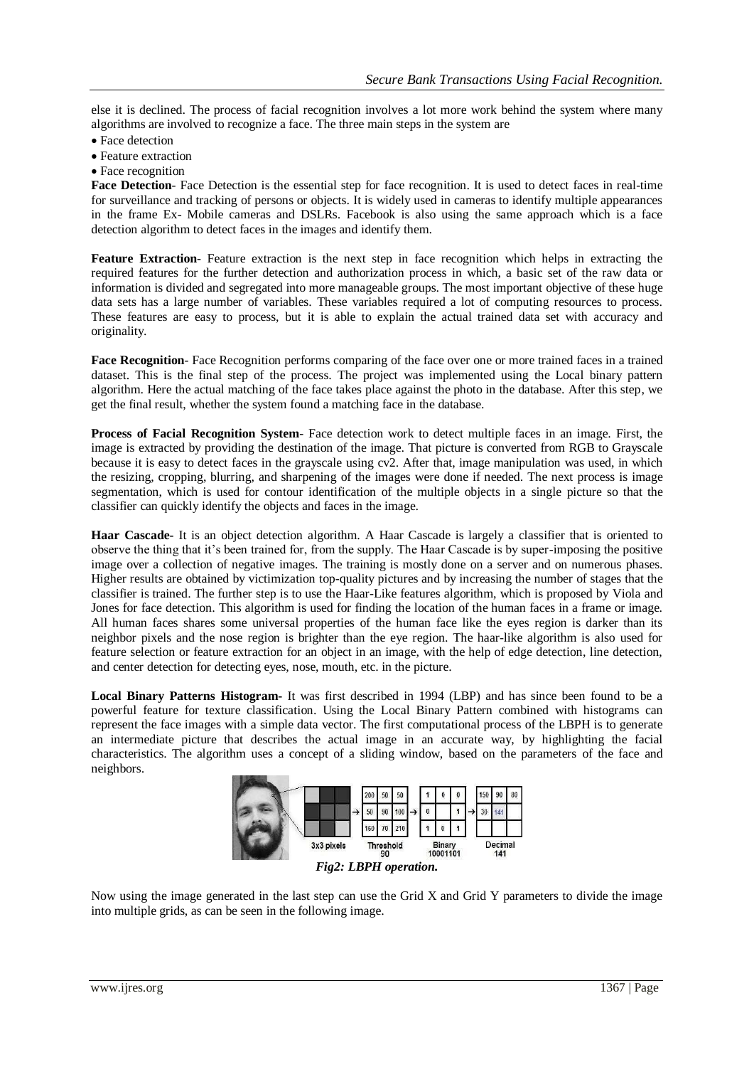else it is declined. The process of facial recognition involves a lot more work behind the system where many algorithms are involved to recognize a face. The three main steps in the system are

- Face detection
- Feature extraction
- Face recognition

**Face Detection**- Face Detection is the essential step for face recognition. It is used to detect faces in real-time for surveillance and tracking of persons or objects. It is widely used in cameras to identify multiple appearances in the frame Ex- Mobile cameras and DSLRs. Facebook is also using the same approach which is a face detection algorithm to detect faces in the images and identify them.

**Feature Extraction**- Feature extraction is the next step in face recognition which helps in extracting the required features for the further detection and authorization process in which, a basic set of the raw data or information is divided and segregated into more manageable groups. The most important objective of these huge data sets has a large number of variables. These variables required a lot of computing resources to process. These features are easy to process, but it is able to explain the actual trained data set with accuracy and originality.

**Face Recognition**- Face Recognition performs comparing of the face over one or more trained faces in a trained dataset. This is the final step of the process. The project was implemented using the Local binary pattern algorithm. Here the actual matching of the face takes place against the photo in the database. After this step, we get the final result, whether the system found a matching face in the database.

**Process of Facial Recognition System**- Face detection work to detect multiple faces in an image. First, the image is extracted by providing the destination of the image. That picture is converted from RGB to Grayscale because it is easy to detect faces in the grayscale using cv2. After that, image manipulation was used, in which the resizing, cropping, blurring, and sharpening of the images were done if needed. The next process is image segmentation, which is used for contour identification of the multiple objects in a single picture so that the classifier can quickly identify the objects and faces in the image.

**Haar Cascade**- It is an object detection algorithm. A Haar Cascade is largely a classifier that is oriented to observe the thing that it's been trained for, from the supply. The Haar Cascade is by super-imposing the positive image over a collection of negative images. The training is mostly done on a server and on numerous phases. Higher results are obtained by victimization top-quality pictures and by increasing the number of stages that the classifier is trained. The further step is to use the Haar-Like features algorithm, which is proposed by Viola and Jones for face detection. This algorithm is used for finding the location of the human faces in a frame or image. All human faces shares some universal properties of the human face like the eyes region is darker than its neighbor pixels and the nose region is brighter than the eye region. The haar-like algorithm is also used for feature selection or feature extraction for an object in an image, with the help of edge detection, line detection, and center detection for detecting eyes, nose, mouth, etc. in the picture.

**Local Binary Patterns Histogram**- It was first described in 1994 (LBP) and has since been found to be a powerful feature for texture classification. Using the Local Binary Pattern combined with histograms can represent the face images with a simple data vector. The first computational process of the LBPH is to generate an intermediate picture that describes the actual image in an accurate way, by highlighting the facial characteristics. The algorithm uses a concept of a sliding window, based on the parameters of the face and neighbors.

*Fig2: LBPH operation.*

Now using the image generated in the last step can use the Grid X and Grid Y parameters to divide the image into multiple grids, as can be seen in the following image.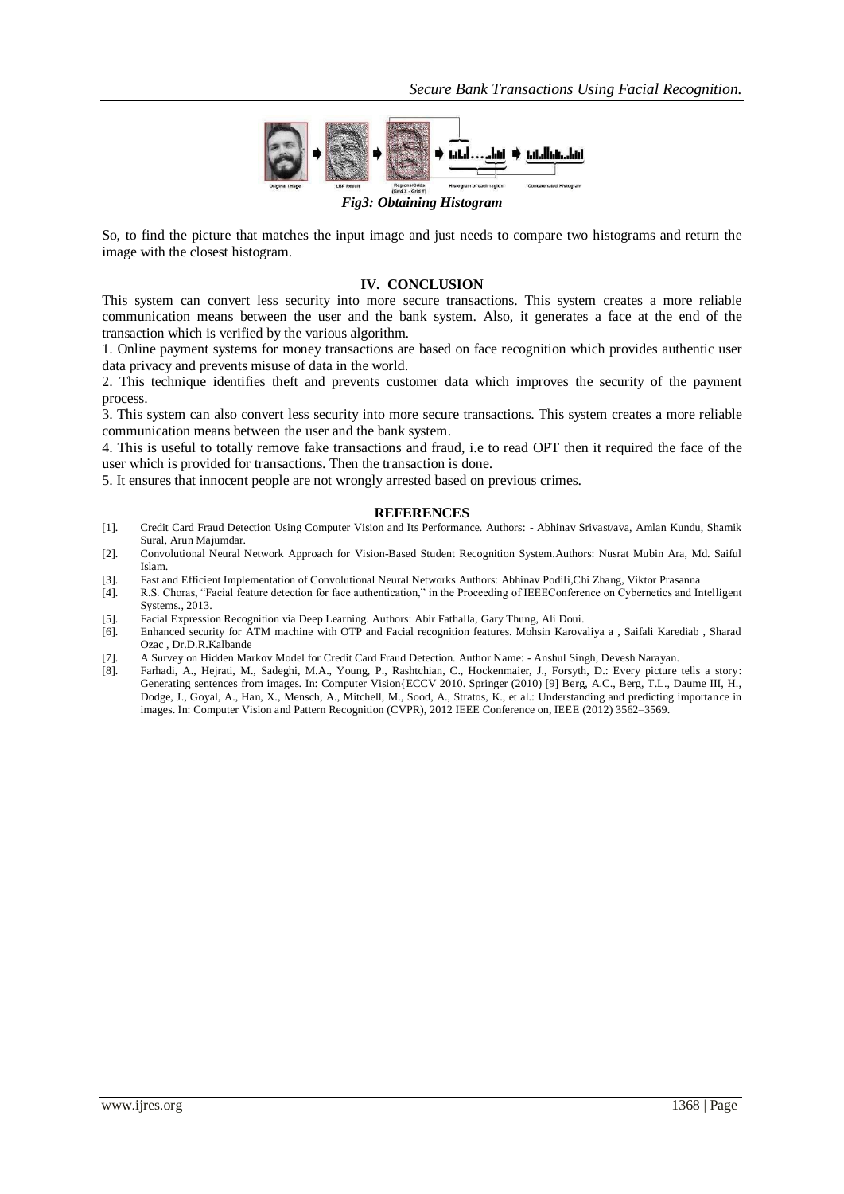Original Image | LBP Result | Regions/Grids (Grid X - Grid Y) | Histogram of each region | Concatenated Histogram

***Fig3: Obtaining Histogram***

So, to find the picture that matches the input image and just needs to compare two histograms and return the image with the closest histogram.

## IV. CONCLUSION

This system can convert less security into more secure transactions. This system creates a more reliable communication means between the user and the bank system. Also, it generates a face at the end of the transaction which is verified by the various algorithm.

1. Online payment systems for money transactions are based on face recognition which provides authentic user data privacy and prevents misuse of data in the world.
2. This technique identifies theft and prevents customer data which improves the security of the payment process.
3. This system can also convert less security into more secure transactions. This system creates a more reliable communication means between the user and the bank system.
4. This is useful to totally remove fake transactions and fraud, i.e to read OPT then it required the face of the user which is provided for transactions. Then the transaction is done.
5. It ensures that innocent people are not wrongly arrested based on previous crimes.

## REFERENCES

[1]. Credit Card Fraud Detection Using Computer Vision and Its Performance. Authors: - Abhinav Srivast/ava, Amlan Kundu, Shamik Sural, Arun Majumdar.

[2]. Convolutional Neural Network Approach for Vision-Based Student Recognition System.Authors: Nusrat Mubin Ara, Md. Saiful Islam.

[3]. Fast and Efficient Implementation of Convolutional Neural Networks Authors: Abhinav Podili,Chi Zhang, Viktor Prasanna

[4]. R.S. Choras, "Facial feature detection for face authentication," in the Proceeding of IEEEConference on Cybernetics and Intelligent Systems., 2013.

[5]. Facial Expression Recognition via Deep Learning. Authors: Abir Fathalla, Gary Thung, Ali Doui.

[6]. Enhanced security for ATM machine with OTP and Facial recognition features. Mohsin Karovaliya a , Saifali Karediab , Sharad Ozac , Dr.D.R.Kalbande

[7]. A Survey on Hidden Markov Model for Credit Card Fraud Detection. Author Name: - Anshul Singh, Devesh Narayan.

[8]. Farhadi, A., Hejrati, M., Sadeghi, M.A., Young, P., Rashtchian, C., Hockenmaier, J., Forsyth, D.: Every picture tells a story: Generating sentences from images. In: Computer Vision{ECCV 2010. Springer (2010) [9] Berg, A.C., Berg, T.L., Daume III, H., Dodge, J., Goyal, A., Han, X., Mensch, A., Mitchell, M., Sood, A., Stratos, K., et al.: Understanding and predicting importance in images. In: Computer Vision and Pattern Recognition (CVPR), 2012 IEEE Conference on, IEEE (2012) 3562–3569.